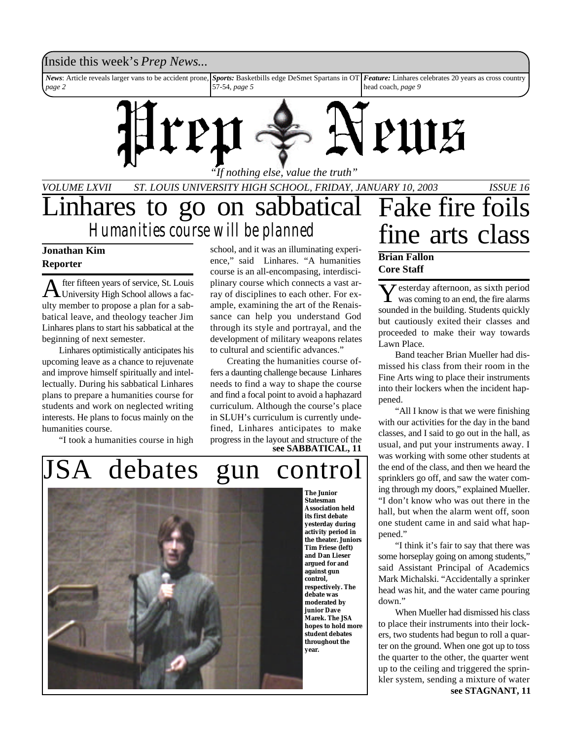Inside this week's *Prep News...*

***News***: Article reveals larger vans to be accident prone, *page 2*

***Sports:*** Basketbills edge DeSmet Spartans in OT 57-54, *page 5*

***Feature:*** Linhares celebrates 20 years as cross country head coach, *page 9*

# Prep News

*"If nothing else, value the truth"*

*VOLUME LXVII — ST. LOUIS UNIVERSITY HIGH SCHOOL, FRIDAY, JANUARY 10, 2003 — ISSUE 16*

# Linhares to go on sabbatical

## Humanities course will be planned

**Jonathan Kim**
**Reporter**

After fifteen years of service, St. Louis University High School allows a faculty member to propose a plan for a sabbatical leave, and theology teacher Jim Linhares plans to start his sabbatical at the beginning of next semester.

Linhares optimistically anticipates his upcoming leave as a chance to rejuvenate and improve himself spiritually and intellectually. During his sabbatical Linhares plans to prepare a humanities course for students and work on neglected writing interests. He plans to focus mainly on the humanities course.

"I took a humanities course in high school, and it was an illuminating experience," said Linhares. "A humanities course is an all-encompassing, interdisciplinary course which connects a vast array of disciplines to each other. For example, examining the art of the Renaissance can help you understand God through its style and portrayal, and the development of military weapons relates to cultural and scientific advances."

Creating the humanities course offers a daunting challenge because Linhares needs to find a way to shape the course and find a focal point to avoid a haphazard curriculum. Although the course's place in SLUH's curriculum is currently undefined, Linhares anticipates to make progress in the layout and structure of the

**see SABBATICAL, 11**

# JSA debates gun control

**The Junior Statesman Association held its first debate yesterday during activity period in the theater. Juniors Tim Friese (left) and Dan Lieser argued for and against gun control, respectively. The debate was moderated by junior Dave Marek. The JSA hopes to hold more student debates throughout the year.**

# Fake fire foils fine arts class

**Brian Fallon**
**Core Staff**

Yesterday afternoon, as sixth period was coming to an end, the fire alarms sounded in the building. Students quickly but cautiously exited their classes and proceeded to make their way towards Lawn Place.

Band teacher Brian Mueller had dismissed his class from their room in the Fine Arts wing to place their instruments into their lockers when the incident happened.

"All I know is that we were finishing with our activities for the day in the band classes, and I said to go out in the hall, as usual, and put your instruments away. I was working with some other students at the end of the class, and then we heard the sprinklers go off, and saw the water coming through my doors," explained Mueller. "I don't know who was out there in the hall, but when the alarm went off, soon one student came in and said what happened."

"I think it's fair to say that there was some horseplay going on among students," said Assistant Principal of Academics Mark Michalski. "Accidentally a sprinker head was hit, and the water came pouring down."

When Mueller had dismissed his class to place their instruments into their lockers, two students had begun to roll a quarter on the ground. When one got up to toss the quarter to the other, the quarter went up to the ceiling and triggered the sprinkler system, sending a mixture of water

**see STAGNANT, 11**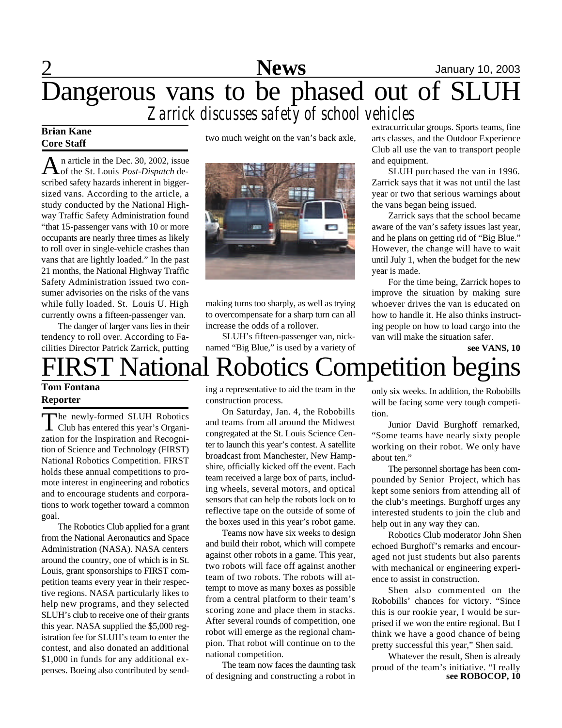# Dangerous vans to be phased out of SLUH

## *Zarrick discusses safety of school vehicles*

**Brian Kane**
**Core Staff**

An article in the Dec. 30, 2002, issue of the St. Louis *Post-Dispatch* described safety hazards inherent in bigger-sized vans. According to the article, a study conducted by the National Highway Traffic Safety Administration found "that 15-passenger vans with 10 or more occupants are nearly three times as likely to roll over in single-vehicle crashes than vans that are lightly loaded." In the past 21 months, the National Highway Traffic Safety Administration issued two consumer advisories on the risks of the vans while fully loaded. St. Louis U. High currently owns a fifteen-passenger van.

The danger of larger vans lies in their tendency to roll over. According to Facilities Director Patrick Zarrick, putting two much weight on the van's back axle, making turns too sharply, as well as trying to overcompensate for a sharp turn can all increase the odds of a rollover.

SLUH's fifteen-passenger van, nicknamed "Big Blue," is used by a variety of extracurricular groups. Sports teams, fine arts classes, and the Outdoor Experience Club all use the van to transport people and equipment.

SLUH purchased the van in 1996. Zarrick says that it was not until the last year or two that serious warnings about the vans began being issued.

Zarrick says that the school became aware of the van's safety issues last year, and he plans on getting rid of "Big Blue." However, the change will have to wait until July 1, when the budget for the new year is made.

For the time being, Zarrick hopes to improve the situation by making sure whoever drives the van is educated on how to handle it. He also thinks instructing people on how to load cargo into the van will make the situation safer.

**see VANS, 10**

# FIRST National Robotics Competition begins

**Tom Fontana**
**Reporter**

The newly-formed SLUH Robotics Club has entered this year's Organization for the Inspiration and Recognition of Science and Technology (FIRST) National Robotics Competition. FIRST holds these annual competitions to promote interest in engineering and robotics and to encourage students and corporations to work together toward a common goal.

The Robotics Club applied for a grant from the National Aeronautics and Space Administration (NASA). NASA centers around the country, one of which is in St. Louis, grant sponsorships to FIRST competition teams every year in their respective regions. NASA particularly likes to help new programs, and they selected SLUH's club to receive one of their grants this year. NASA supplied the $5,000 registration fee for SLUH's team to enter the contest, and also donated an additional $1,000 in funds for any additional expenses. Boeing also contributed by sending a representative to aid the team in the construction process.

On Saturday, Jan. 4, the Robobills and teams from all around the Midwest congregated at the St. Louis Science Center to launch this year's contest. A satellite broadcast from Manchester, New Hampshire, officially kicked off the event. Each team received a large box of parts, including wheels, several motors, and optical sensors that can help the robots lock on to reflective tape on the outside of some of the boxes used in this year's robot game.

Teams now have six weeks to design and build their robot, which will compete against other robots in a game. This year, two robots will face off against another team of two robots. The robots will attempt to move as many boxes as possible from a central platform to their team's scoring zone and place them in stacks. After several rounds of competition, one robot will emerge as the regional champion. That robot will continue on to the national competition.

The team now faces the daunting task of designing and constructing a robot in only six weeks. In addition, the Robobills will be facing some very tough competition.

Junior David Burghoff remarked, "Some teams have nearly sixty people working on their robot. We only have about ten."

The personnel shortage has been compounded by Senior Project, which has kept some seniors from attending all of the club's meetings. Burghoff urges any interested students to join the club and help out in any way they can.

Robotics Club moderator John Shen echoed Burghoff's remarks and encouraged not just students but also parents with mechanical or engineering experience to assist in construction.

Shen also commented on the Robobills' chances for victory. "Since this is our rookie year, I would be surprised if we won the entire regional. But I think we have a good chance of being pretty successful this year," Shen said.

Whatever the result, Shen is already proud of the team's initiative. "I really

**see ROBOCOP, 10**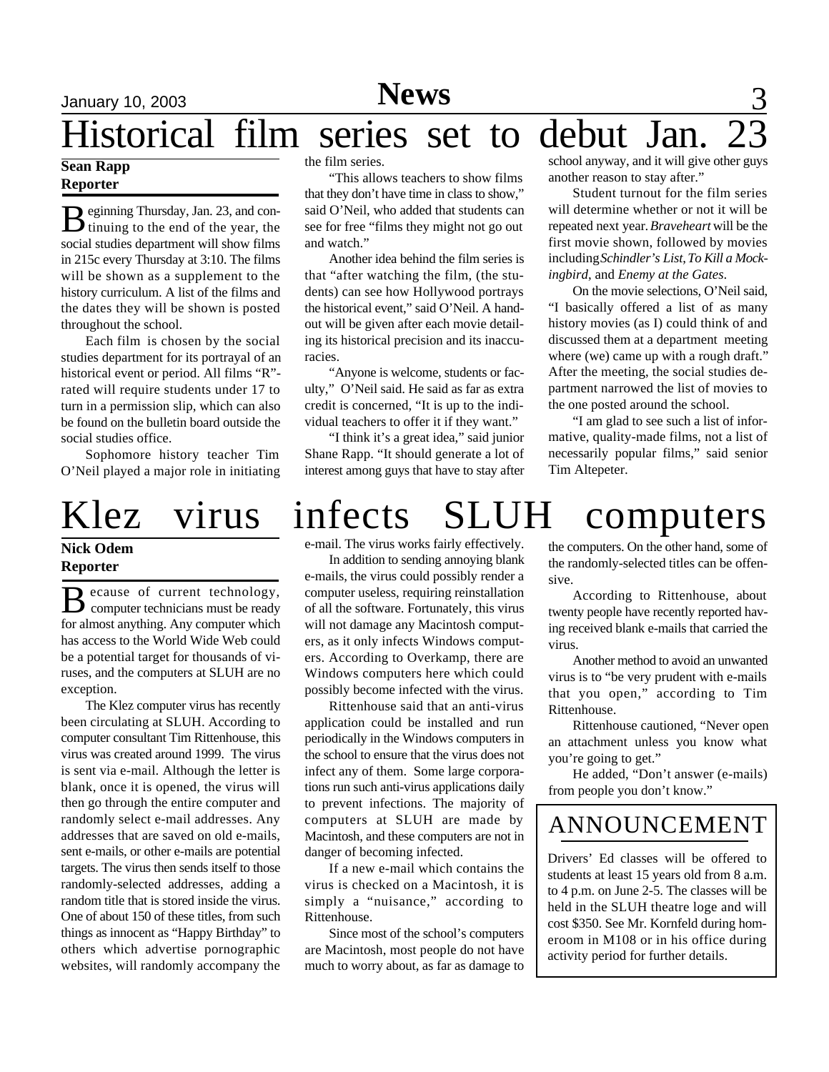# Historical film series set to debut Jan. 23

**Sean Rapp**
**Reporter**

Beginning Thursday, Jan. 23, and continuing to the end of the year, the social studies department will show films in 215c every Thursday at 3:10. The films will be shown as a supplement to the history curriculum. A list of the films and the dates they will be shown is posted throughout the school.

Each film is chosen by the social studies department for its portrayal of an historical event or period. All films "R"-rated will require students under 17 to turn in a permission slip, which can also be found on the bulletin board outside the social studies office.

Sophomore history teacher Tim O'Neil played a major role in initiating the film series.

"This allows teachers to show films that they don't have time in class to show," said O'Neil, who added that students can see for free "films they might not go out and watch."

Another idea behind the film series is that "after watching the film, (the students) can see how Hollywood portrays the historical event," said O'Neil. A handout will be given after each movie detailing its historical precision and its inaccuracies.

"Anyone is welcome, students or faculty," O'Neil said. He said as far as extra credit is concerned, "It is up to the individual teachers to offer it if they want."

"I think it's a great idea," said junior Shane Rapp. "It should generate a lot of interest among guys that have to stay after school anyway, and it will give other guys another reason to stay after."

Student turnout for the film series will determine whether or not it will be repeated next year. *Braveheart* will be the first movie shown, followed by movies including *Schindler's List*, *To Kill a Mockingbird*, and *Enemy at the Gates*.

On the movie selections, O'Neil said, "I basically offered a list of as many history movies (as I) could think of and discussed them at a department meeting where (we) came up with a rough draft." After the meeting, the social studies department narrowed the list of movies to the one posted around the school.

"I am glad to see such a list of informative, quality-made films, not a list of necessarily popular films," said senior Tim Altepeter.

# Klez virus infects SLUH computers

**Nick Odem**
**Reporter**

Because of current technology, computer technicians must be ready for almost anything. Any computer which has access to the World Wide Web could be a potential target for thousands of viruses, and the computers at SLUH are no exception.

The Klez computer virus has recently been circulating at SLUH. According to computer consultant Tim Rittenhouse, this virus was created around 1999. The virus is sent via e-mail. Although the letter is blank, once it is opened, the virus will then go through the entire computer and randomly select e-mail addresses. Any addresses that are saved on old e-mails, sent e-mails, or other e-mails are potential targets. The virus then sends itself to those randomly-selected addresses, adding a random title that is stored inside the virus. One of about 150 of these titles, from such things as innocent as "Happy Birthday" to others which advertise pornographic websites, will randomly accompany the e-mail. The virus works fairly effectively.

In addition to sending annoying blank e-mails, the virus could possibly render a computer useless, requiring reinstallation of all the software. Fortunately, this virus will not damage any Macintosh computers, as it only infects Windows computers. According to Overkamp, there are Windows computers here which could possibly become infected with the virus.

Rittenhouse said that an anti-virus application could be installed and run periodically in the Windows computers in the school to ensure that the virus does not infect any of them. Some large corporations run such anti-virus applications daily to prevent infections. The majority of computers at SLUH are made by Macintosh, and these computers are not in danger of becoming infected.

If a new e-mail which contains the virus is checked on a Macintosh, it is simply a "nuisance," according to Rittenhouse.

Since most of the school's computers are Macintosh, most people do not have much to worry about, as far as damage to the computers. On the other hand, some of the randomly-selected titles can be offensive.

According to Rittenhouse, about twenty people have recently reported having received blank e-mails that carried the virus.

Another method to avoid an unwanted virus is to "be very prudent with e-mails that you open," according to Tim Rittenhouse.

Rittenhouse cautioned, "Never open an attachment unless you know what you're going to get."

He added, "Don't answer (e-mails) from people you don't know."

## ANNOUNCEMENT

Drivers' Ed classes will be offered to students at least 15 years old from 8 a.m. to 4 p.m. on June 2-5. The classes will be held in the SLUH theatre loge and will cost $350. See Mr. Kornfeld during homeroom in M108 or in his office during activity period for further details.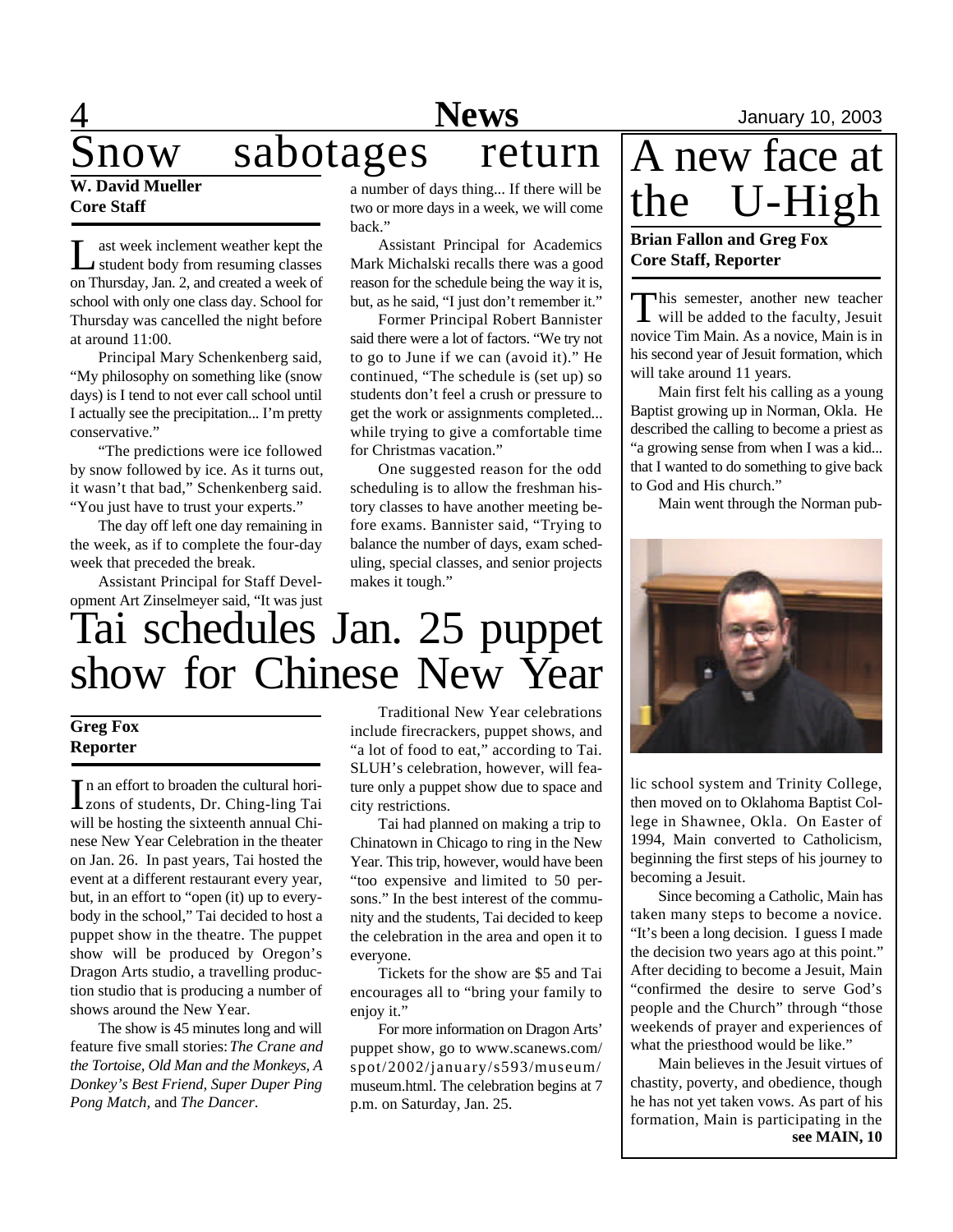# Snow sabotages return

**W. David Mueller**
**Core Staff**

Last week inclement weather kept the student body from resuming classes on Thursday, Jan. 2, and created a week of school with only one class day. School for Thursday was cancelled the night before at around 11:00.

Principal Mary Schenkenberg said, "My philosophy on something like (snow days) is I tend to not ever call school until I actually see the precipitation... I'm pretty conservative."

"The predictions were ice followed by snow followed by ice. As it turns out, it wasn't that bad," Schenkenberg said. "You just have to trust your experts."

The day off left one day remaining in the week, as if to complete the four-day week that preceded the break.

Assistant Principal for Staff Development Art Zinselmeyer said, "It was just a number of days thing... If there will be two or more days in a week, we will come back."

Assistant Principal for Academics Mark Michalski recalls there was a good reason for the schedule being the way it is, but, as he said, "I just don't remember it."

Former Principal Robert Bannister said there were a lot of factors. "We try not to go to June if we can (avoid it)." He continued, "The schedule is (set up) so students don't feel a crush or pressure to get the work or assignments completed... while trying to give a comfortable time for Christmas vacation."

One suggested reason for the odd scheduling is to allow the freshman history classes to have another meeting before exams. Bannister said, "Trying to balance the number of days, exam scheduling, special classes, and senior projects makes it tough."

# Tai schedules Jan. 25 puppet show for Chinese New Year

**Greg Fox**
**Reporter**

In an effort to broaden the cultural horizons of students, Dr. Ching-ling Tai will be hosting the sixteenth annual Chinese New Year Celebration in the theater on Jan. 26. In past years, Tai hosted the event at a different restaurant every year, but, in an effort to "open (it) up to everybody in the school," Tai decided to host a puppet show in the theatre. The puppet show will be produced by Oregon's Dragon Arts studio, a travelling production studio that is producing a number of shows around the New Year.

The show is 45 minutes long and will feature five small stories: *The Crane and the Tortoise, Old Man and the Monkeys, A Donkey's Best Friend, Super Duper Ping Pong Match*, and *The Dancer*.

Traditional New Year celebrations include firecrackers, puppet shows, and "a lot of food to eat," according to Tai. SLUH's celebration, however, will feature only a puppet show due to space and city restrictions.

Tai had planned on making a trip to Chinatown in Chicago to ring in the New Year. This trip, however, would have been "too expensive and limited to 50 persons." In the best interest of the community and the students, Tai decided to keep the celebration in the area and open it to everyone.

Tickets for the show are $5 and Tai encourages all to "bring your family to enjoy it."

For more information on Dragon Arts' puppet show, go to www.scanews.com/spot/2002/january/s593/museum/museum.html. The celebration begins at 7 p.m. on Saturday, Jan. 25.

# A new face at the U-High

**Brian Fallon and Greg Fox**
**Core Staff, Reporter**

This semester, another new teacher will be added to the faculty, Jesuit novice Tim Main. As a novice, Main is in his second year of Jesuit formation, which will take around 11 years.

Main first felt his calling as a young Baptist growing up in Norman, Okla. He described the calling to become a priest as "a growing sense from when I was a kid... that I wanted to do something to give back to God and His church."

Main went through the Norman public school system and Trinity College, then moved on to Oklahoma Baptist College in Shawnee, Okla. On Easter of 1994, Main converted to Catholicism, beginning the first steps of his journey to becoming a Jesuit.

Since becoming a Catholic, Main has taken many steps to become a novice. "It's been a long decision. I guess I made the decision two years ago at this point." After deciding to become a Jesuit, Main "confirmed the desire to serve God's people and the Church" through "those weekends of prayer and experiences of what the priesthood would be like."

Main believes in the Jesuit virtues of chastity, poverty, and obedience, though he has not yet taken vows. As part of his formation, Main is participating in the

**see MAIN, 10**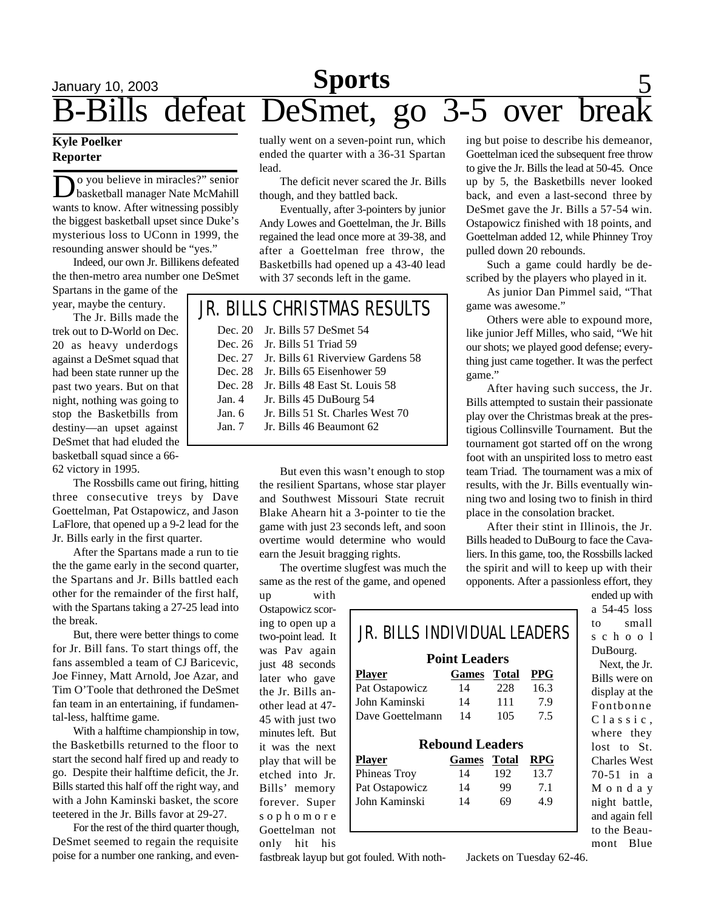# B-Bills defeat DeSmet, go 3-5 over break

**Kyle Poelker**
**Reporter**

"Do you believe in miracles?" senior basketball manager Nate McMahill wants to know. After witnessing possibly the biggest basketball upset since Duke's mysterious loss to UConn in 1999, the resounding answer should be "yes."

Indeed, our own Jr. Billikens defeated the then-metro area number one DeSmet Spartans in the game of the year, maybe the century.

The Jr. Bills made the trek out to D-World on Dec. 20 as heavy underdogs against a DeSmet squad that had been state runner up the past two years. But on that night, nothing was going to stop the Basketbills from destiny—an upset against DeSmet that had eluded the basketball squad since a 66-62 victory in 1995.

The Rossbills came out firing, hitting three consecutive treys by Dave Goettelman, Pat Ostapowicz, and Jason LaFlore, that opened up a 9-2 lead for the Jr. Bills early in the first quarter.

After the Spartans made a run to tie the the game early in the second quarter, the Spartans and Jr. Bills battled each other for the remainder of the first half, with the Spartans taking a 27-25 lead into the break.

But, there were better things to come for Jr. Bill fans. To start things off, the fans assembled a team of CJ Baricevic, Joe Finney, Matt Arnold, Joe Azar, and Tim O'Toole that dethroned the DeSmet fan team in an entertaining, if fundamental-less, halftime game.

With a halftime championship in tow, the Basketbills returned to the floor to start the second half fired up and ready to go. Despite their halftime deficit, the Jr. Bills started this half off the right way, and with a John Kaminski basket, the score teetered in the Jr. Bills favor at 29-27.

For the rest of the third quarter though, DeSmet seemed to regain the requisite poise for a number one ranking, and eventually went on a seven-point run, which ended the quarter with a 36-31 Spartan lead.

The deficit never scared the Jr. Bills though, and they battled back.

Eventually, after 3-pointers by junior Andy Lowes and Goettelman, the Jr. Bills regained the lead once more at 39-38, and after a Goettelman free throw, the Basketbills had opened up a 43-40 lead with 37 seconds left in the game.

But even this wasn't enough to stop the resilient Spartans, whose star player and Southwest Missouri State recruit Blake Ahearn hit a 3-pointer to tie the game with just 23 seconds left, and soon overtime would determine who would earn the Jesuit bragging rights.

The overtime slugfest was much the same as the rest of the game, and opened up with Ostapowicz scoring to open up a two-point lead. It was Pav again just 48 seconds later who gave the Jr. Bills another lead at 47-45 with just two minutes left. But it was the next play that will be etched into Jr. Bills' memory forever. Super sophomore Goettelman not only hit his fastbreak layup but got fouled. With nothing but poise to describe his demeanor, Goettelman iced the subsequent free throw to give the Jr. Bills the lead at 50-45. Once up by 5, the Basketbills never looked back, and even a last-second three by DeSmet gave the Jr. Bills a 57-54 win. Ostapowicz finished with 18 points, and Goettelman added 12, while Phinney Troy pulled down 20 rebounds.

Such a game could hardly be described by the players who played in it.

As junior Dan Pimmel said, "That game was awesome."

Others were able to expound more, like junior Jeff Milles, who said, "We hit our shots; we played good defense; everything just came together. It was the perfect game."

After having such success, the Jr. Bills attempted to sustain their passionate play over the Christmas break at the prestigious Collinsville Tournament. But the tournament got started off on the wrong foot with an unspirited loss to metro east team Triad. The tournament was a mix of results, with the Jr. Bills eventually winning two and losing two to finish in third place in the consolation bracket.

After their stint in Illinois, the Jr. Bills headed to DuBourg to face the Cavaliers. In this game, too, the Rossbills lacked the spirit and will to keep up with their opponents. After a passionless effort, they ended up with a 54-45 loss to small school DuBourg.

Next, the Jr. Bills were on display at the Fontbonne Classic, where they lost to St. Charles West 70-51 in a Monday night battle, and again fell to the Beaumont Blue Jackets on Tuesday 62-46.

## JR. BILLS CHRISTMAS RESULTS

| Date | Result |
|---|---|
| Dec. 20 | Jr. Bills 57 DeSmet 54 |
| Dec. 26 | Jr. Bills 51 Triad 59 |
| Dec. 27 | Jr. Bills 61 Riverview Gardens 58 |
| Dec. 28 | Jr. Bills 65 Eisenhower 59 |
| Dec. 28 | Jr. Bills 48 East St. Louis 58 |
| Jan. 4 | Jr. Bills 45 DuBourg 54 |
| Jan. 6 | Jr. Bills 51 St. Charles West 70 |
| Jan. 7 | Jr. Bills 46 Beaumont 62 |

## JR. BILLS INDIVIDUAL LEADERS

**Point Leaders**

| Player | Games | Total | PPG |
|---|---|---|---|
| Pat Ostapowicz | 14 | 228 | 16.3 |
| John Kaminski | 14 | 111 | 7.9 |
| Dave Goettelmann | 14 | 105 | 7.5 |

**Rebound Leaders**

| Player | Games | Total | RPG |
|---|---|---|---|
| Phineas Troy | 14 | 192 | 13.7 |
| Pat Ostapowicz | 14 | 99 | 7.1 |
| John Kaminski | 14 | 69 | 4.9 |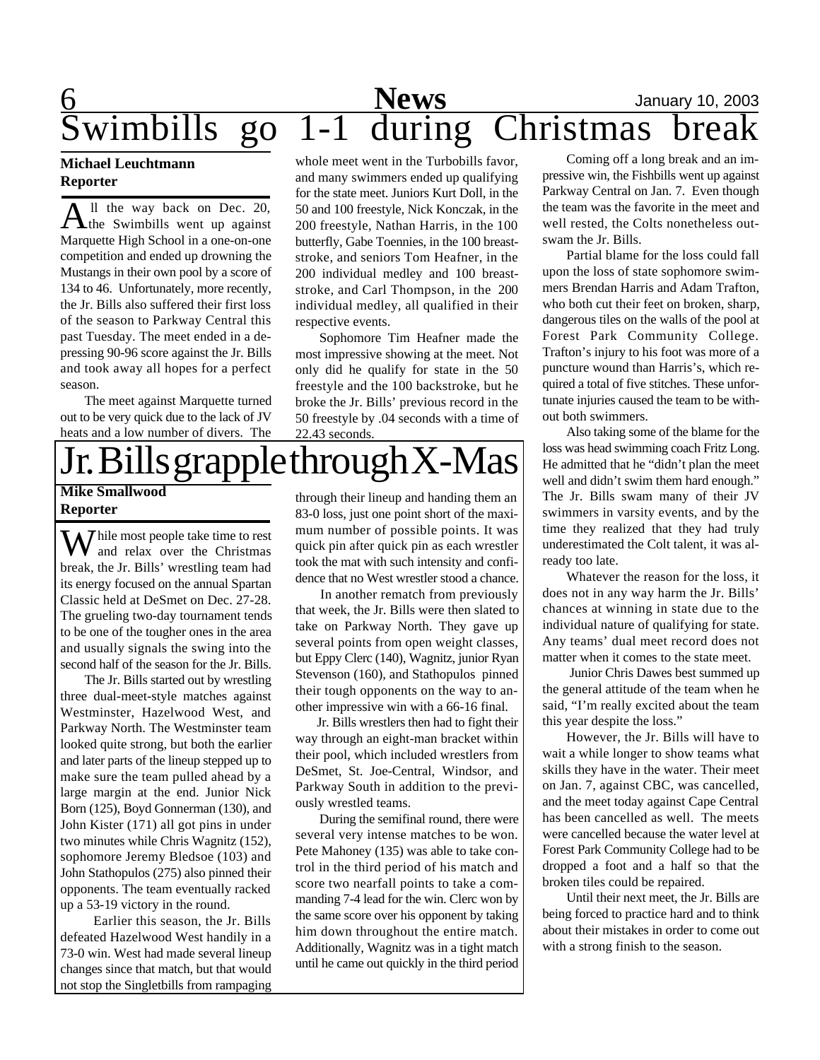# Swimbills go 1-1 during Christmas break

**Michael Leuchtmann**
**Reporter**

All the way back on Dec. 20, the Swimbills went up against Marquette High School in a one-on-one competition and ended up drowning the Mustangs in their own pool by a score of 134 to 46. Unfortunately, more recently, the Jr. Bills also suffered their first loss of the season to Parkway Central this past Tuesday. The meet ended in a depressing 90-96 score against the Jr. Bills and took away all hopes for a perfect season.

The meet against Marquette turned out to be very quick due to the lack of JV heats and a low number of divers. The whole meet went in the Turbobills favor, and many swimmers ended up qualifying for the state meet. Juniors Kurt Doll, in the 50 and 100 freestyle, Nick Konczak, in the 200 freestyle, Nathan Harris, in the 100 butterfly, Gabe Toennies, in the 100 breaststroke, and seniors Tom Heafner, in the 200 individual medley and 100 breaststroke, and Carl Thompson, in the 200 individual medley, all qualified in their respective events.

Sophomore Tim Heafner made the most impressive showing at the meet. Not only did he qualify for state in the 50 freestyle and the 100 backstroke, but he broke the Jr. Bills' previous record in the 50 freestyle by .04 seconds with a time of 22.43 seconds.

Coming off a long break and an impressive win, the Fishbills went up against Parkway Central on Jan. 7. Even though the team was the favorite in the meet and well rested, the Colts nonetheless outswam the Jr. Bills.

Partial blame for the loss could fall upon the loss of state sophomore swimmers Brendan Harris and Adam Trafton, who both cut their feet on broken, sharp, dangerous tiles on the walls of the pool at Forest Park Community College. Trafton's injury to his foot was more of a puncture wound than Harris's, which required a total of five stitches. These unfortunate injuries caused the team to be without both swimmers.

Also taking some of the blame for the loss was head swimming coach Fritz Long. He admitted that he "didn't plan the meet well and didn't swim them hard enough." The Jr. Bills swam many of their JV swimmers in varsity events, and by the time they realized that they had truly underestimated the Colt talent, it was already too late.

Whatever the reason for the loss, it does not in any way harm the Jr. Bills' chances at winning in state due to the individual nature of qualifying for state. Any teams' dual meet record does not matter when it comes to the state meet.

Junior Chris Dawes best summed up the general attitude of the team when he said, "I'm really excited about the team this year despite the loss."

However, the Jr. Bills will have to wait a while longer to show teams what skills they have in the water. Their meet on Jan. 7, against CBC, was cancelled, and the meet today against Cape Central has been cancelled as well. The meets were cancelled because the water level at Forest Park Community College had to be dropped a foot and a half so that the broken tiles could be repaired.

Until their next meet, the Jr. Bills are being forced to practice hard and to think about their mistakes in order to come out with a strong finish to the season.

# Jr. Bills grapple through X-Mas

**Mike Smallwood**
**Reporter**

While most people take time to rest and relax over the Christmas break, the Jr. Bills' wrestling team had its energy focused on the annual Spartan Classic held at DeSmet on Dec. 27-28. The grueling two-day tournament tends to be one of the tougher ones in the area and usually signals the swing into the second half of the season for the Jr. Bills.

The Jr. Bills started out by wrestling three dual-meet-style matches against Westminster, Hazelwood West, and Parkway North. The Westminster team looked quite strong, but both the earlier and later parts of the lineup stepped up to make sure the team pulled ahead by a large margin at the end. Junior Nick Born (125), Boyd Gonnerman (130), and John Kister (171) all got pins in under two minutes while Chris Wagnitz (152), sophomore Jeremy Bledsoe (103) and John Stathopulos (275) also pinned their opponents. The team eventually racked up a 53-19 victory in the round.

Earlier this season, the Jr. Bills defeated Hazelwood West handily in a 73-0 win. West had made several lineup changes since that match, but that would not stop the Singletbills from rampaging through their lineup and handing them an 83-0 loss, just one point short of the maximum number of possible points. It was quick pin after quick pin as each wrestler took the mat with such intensity and confidence that no West wrestler stood a chance.

In another rematch from previously that week, the Jr. Bills were then slated to take on Parkway North. They gave up several points from open weight classes, but Eppy Clerc (140), Wagnitz, junior Ryan Stevenson (160), and Stathopulos pinned their tough opponents on the way to another impressive win with a 66-16 final.

Jr. Bills wrestlers then had to fight their way through an eight-man bracket within their pool, which included wrestlers from DeSmet, St. Joe-Central, Windsor, and Parkway South in addition to the previously wrestled teams.

During the semifinal round, there were several very intense matches to be won. Pete Mahoney (135) was able to take control in the third period of his match and score two nearfall points to take a commanding 7-4 lead for the win. Clerc won by the same score over his opponent by taking him down throughout the entire match. Additionally, Wagnitz was in a tight match until he came out quickly in the third period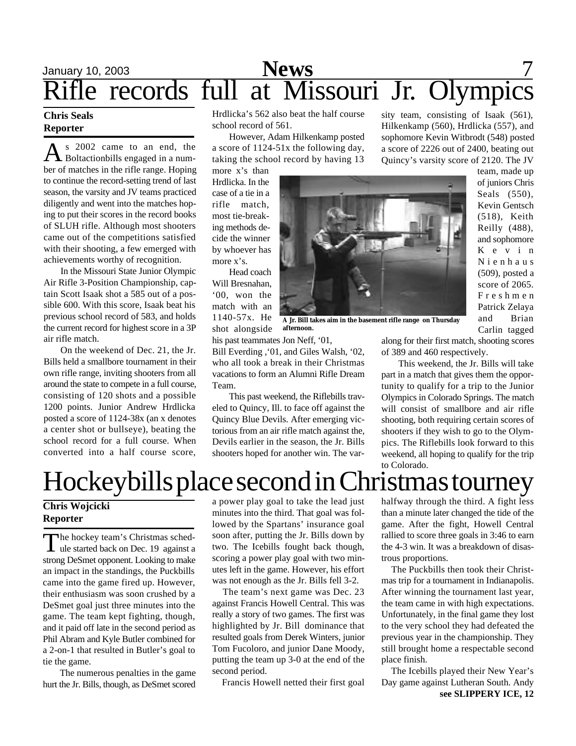# Rifle records full at Missouri Jr. Olympics

**Chris Seals**
**Reporter**

As 2002 came to an end, the Boltactionbills engaged in a number of matches in the rifle range. Hoping to continue the record-setting trend of last season, the varsity and JV teams practiced diligently and went into the matches hoping to put their scores in the record books of SLUH rifle. Although most shooters came out of the competitions satisfied with their shooting, a few emerged with achievements worthy of recognition.

In the Missouri State Junior Olympic Air Rifle 3-Position Championship, captain Scott Isaak shot a 585 out of a possible 600. With this score, Isaak beat his previous school record of 583, and holds the current record for highest score in a 3P air rifle match.

On the weekend of Dec. 21, the Jr. Bills held a smallbore tournament in their own rifle range, inviting shooters from all around the state to compete in a full course, consisting of 120 shots and a possible 1200 points. Junior Andrew Hrdlicka posted a score of 1124-38x (an x denotes a center shot or bullseye), beating the school record for a full course. When converted into a half course score, Hrdlicka's 562 also beat the half course school record of 561.

However, Adam Hilkenkamp posted a score of 1124-51x the following day, taking the school record by having 13 more x's than Hrdlicka. In the case of a tie in a rifle match, most tie-breaking methods decide the winner by whoever has more x's.

Head coach Will Bresnahan, '00, won the match with an 1140-57x. He shot alongside his past teammates Jon Neff, '01, Bill Everding ,'01, and Giles Walsh, '02, who all took a break in their Christmas vacations to form an Alumni Rifle Dream Team.

A Jr. Bill takes aim in the basement rifle range on Thursday afternoon.

This past weekend, the Riflebills traveled to Quincy, Ill. to face off against the Quincy Blue Devils. After emerging victorious from an air rifle match against the, Devils earlier in the season, the Jr. Bills shooters hoped for another win. The varsity team, consisting of Isaak (561), Hilkenkamp (560), Hrdlicka (557), and sophomore Kevin Witbrodt (548) posted a score of 2226 out of 2400, beating out Quincy's varsity score of 2120. The JV team, made up of juniors Chris Seals (550), Kevin Gentsch (518), Keith Reilly (488), and sophomore Kevin Nienhaus (509), posted a score of 2065. Freshmen Patrick Zelaya and Brian Carlin tagged along for their first match, shooting scores of 389 and 460 respectively.

This weekend, the Jr. Bills will take part in a match that gives them the opportunity to qualify for a trip to the Junior Olympics in Colorado Springs. The match will consist of smallbore and air rifle shooting, both requiring certain scores of shooters if they wish to go to the Olympics. The Riflebills look forward to this weekend, all hoping to qualify for the trip to Colorado.

# Hockeybills place second in Christmas tourney

**Chris Wojcicki**
**Reporter**

The hockey team's Christmas schedule started back on Dec. 19 against a strong DeSmet opponent. Looking to make an impact in the standings, the Puckbills came into the game fired up. However, their enthusiasm was soon crushed by a DeSmet goal just three minutes into the game. The team kept fighting, though, and it paid off late in the second period as Phil Abram and Kyle Butler combined for a 2-on-1 that resulted in Butler's goal to tie the game.

The numerous penalties in the game hurt the Jr. Bills, though, as DeSmet scored a power play goal to take the lead just minutes into the third. That goal was followed by the Spartans' insurance goal soon after, putting the Jr. Bills down by two. The Icebills fought back though, scoring a power play goal with two minutes left in the game. However, his effort was not enough as the Jr. Bills fell 3-2.

The team's next game was Dec. 23 against Francis Howell Central. This was really a story of two games. The first was highlighted by Jr. Bill dominance that resulted goals from Derek Winters, junior Tom Fucoloro, and junior Dane Moody, putting the team up 3-0 at the end of the second period.

Francis Howell netted their first goal halfway through the third. A fight less than a minute later changed the tide of the game. After the fight, Howell Central rallied to score three goals in 3:46 to earn the 4-3 win. It was a breakdown of disastrous proportions.

The Puckbills then took their Christmas trip for a tournament in Indianapolis. After winning the tournament last year, the team came in with high expectations. Unfortunately, in the final game they lost to the very school they had defeated the previous year in the championship. They still brought home a respectable second place finish.

The Icebills played their New Year's Day game against Lutheran South. Andy

**see SLIPPERY ICE, 12**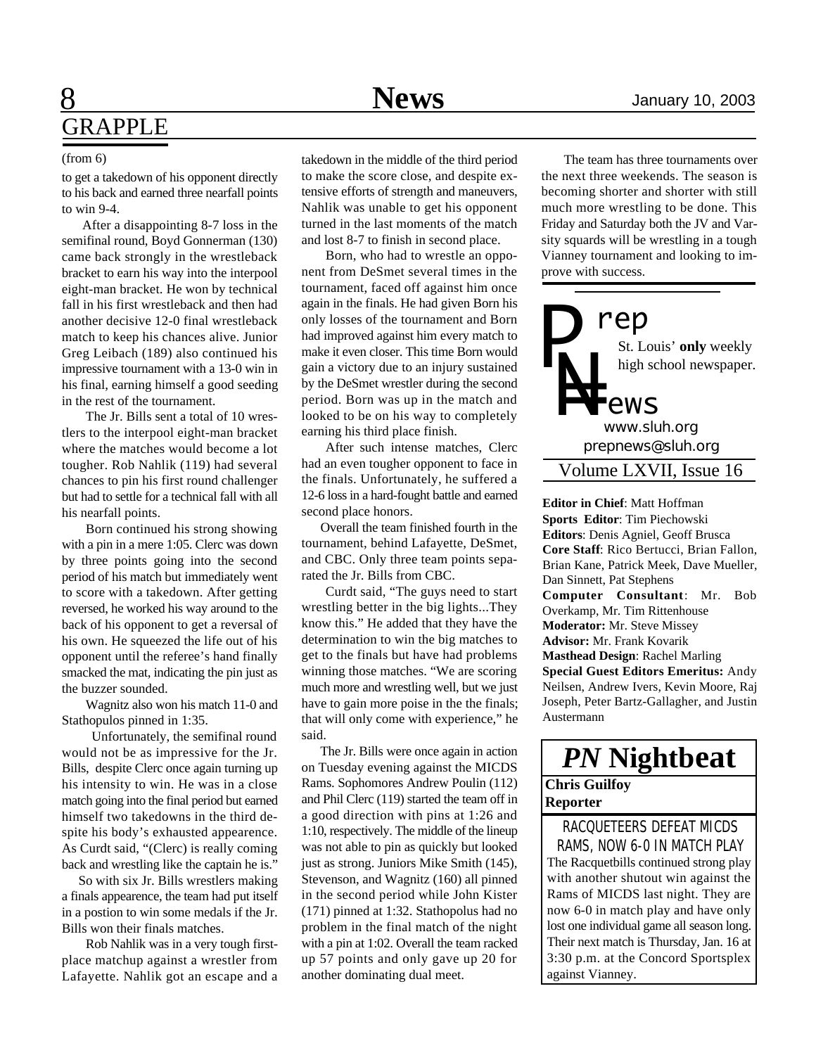## GRAPPLE

(from 6)

to get a takedown of his opponent directly to his back and earned three nearfall points to win 9-4.

After a disappointing 8-7 loss in the semifinal round, Boyd Gonnerman (130) came back strongly in the wrestleback bracket to earn his way into the interpool eight-man bracket. He won by technical fall in his first wrestleback and then had another decisive 12-0 final wrestleback match to keep his chances alive. Junior Greg Leibach (189) also continued his impressive tournament with a 13-0 win in his final, earning himself a good seeding in the rest of the tournament.

The Jr. Bills sent a total of 10 wrestlers to the interpool eight-man bracket where the matches would become a lot tougher. Rob Nahlik (119) had several chances to pin his first round challenger but had to settle for a technical fall with all his nearfall points.

Born continued his strong showing with a pin in a mere 1:05. Clerc was down by three points going into the second period of his match but immediately went to score with a takedown. After getting reversed, he worked his way around to the back of his opponent to get a reversal of his own. He squeezed the life out of his opponent until the referee's hand finally smacked the mat, indicating the pin just as the buzzer sounded.

Wagnitz also won his match 11-0 and Stathopulos pinned in 1:35.

Unfortunately, the semifinal round would not be as impressive for the Jr. Bills, despite Clerc once again turning up his intensity to win. He was in a close match going into the final period but earned himself two takedowns in the third despite his body's exhausted appearence. As Curdt said, "(Clerc) is really coming back and wrestling like the captain he is."

So with six Jr. Bills wrestlers making a finals appearence, the team had put itself in a postion to win some medals if the Jr. Bills won their finals matches.

Rob Nahlik was in a very tough first-place matchup against a wrestler from Lafayette. Nahlik got an escape and a takedown in the middle of the third period to make the score close, and despite extensive efforts of strength and maneuvers, Nahlik was unable to get his opponent turned in the last moments of the match and lost 8-7 to finish in second place.

Born, who had to wrestle an opponent from DeSmet several times in the tournament, faced off against him once again in the finals. He had given Born his only losses of the tournament and Born had improved against him every match to make it even closer. This time Born would gain a victory due to an injury sustained by the DeSmet wrestler during the second period. Born was up in the match and looked to be on his way to completely earning his third place finish.

After such intense matches, Clerc had an even tougher opponent to face in the finals. Unfortunately, he suffered a 12-6 loss in a hard-fought battle and earned second place honors.

Overall the team finished fourth in the tournament, behind Lafayette, DeSmet, and CBC. Only three team points separated the Jr. Bills from CBC.

Curdt said, "The guys need to start wrestling better in the big lights...They know this." He added that they have the determination to win the big matches to get to the finals but have had problems winning those matches. "We are scoring much more and wrestling well, but we just have to gain more poise in the the finals; that will only come with experience," he said.

The Jr. Bills were once again in action on Tuesday evening against the MICDS Rams. Sophomores Andrew Poulin (112) and Phil Clerc (119) started the team off in a good direction with pins at 1:26 and 1:10, respectively. The middle of the lineup was not able to pin as quickly but looked just as strong. Juniors Mike Smith (145), Stevenson, and Wagnitz (160) all pinned in the second period while John Kister (171) pinned at 1:32. Stathopolus had no problem in the final match of the night with a pin at 1:02. Overall the team racked up 57 points and only gave up 20 for another dominating dual meet.

The team has three tournaments over the next three weekends. The season is becoming shorter and shorter with still much more wrestling to be done. This Friday and Saturday both the JV and Varsity squards will be wrestling in a tough Vianney tournament and looking to improve with success.

---

**Prep News**

St. Louis' **only** weekly high school newspaper.

www.sluh.org
prepnews@sluh.org

Volume LXVII, Issue 16

**Editor in Chief**: Matt Hoffman
**Sports Editor**: Tim Piechowski
**Editors**: Denis Agniel, Geoff Brusca
**Core Staff**: Rico Bertucci, Brian Fallon, Brian Kane, Patrick Meek, Dave Mueller, Dan Sinnett, Pat Stephens
**Computer Consultant**: Mr. Bob Overkamp, Mr. Tim Rittenhouse
**Moderator:** Mr. Steve Missey
**Advisor:** Mr. Frank Kovarik
**Masthead Design**: Rachel Marling
**Special Guest Editors Emeritus:** Andy Neilsen, Andrew Ivers, Kevin Moore, Raj Joseph, Peter Bartz-Gallagher, and Justin Austermann

---

## *PN* Nightbeat

**Chris Guilfoy**
**Reporter**

### RACQUETEERS DEFEAT MICDS RAMS, NOW 6-0 IN MATCH PLAY

The Racquetbills continued strong play with another shutout win against the Rams of MICDS last night. They are now 6-0 in match play and have only lost one individual game all season long. Their next match is Thursday, Jan. 16 at 3:30 p.m. at the Concord Sportsplex against Vianney.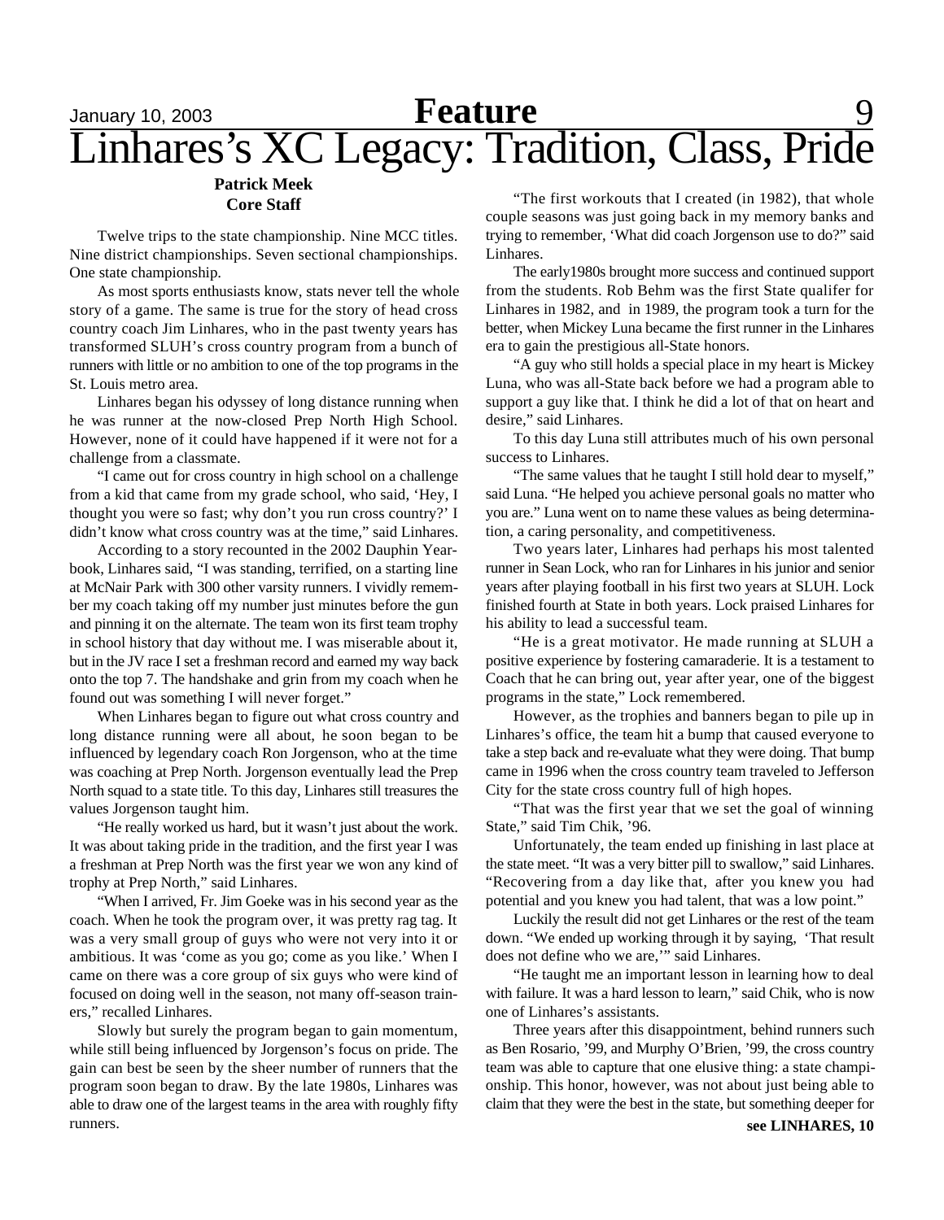# Linhares's XC Legacy: Tradition, Class, Pride

**Patrick Meek**
**Core Staff**

Twelve trips to the state championship. Nine MCC titles. Nine district championships. Seven sectional championships. One state championship.

As most sports enthusiasts know, stats never tell the whole story of a game. The same is true for the story of head cross country coach Jim Linhares, who in the past twenty years has transformed SLUH's cross country program from a bunch of runners with little or no ambition to one of the top programs in the St. Louis metro area.

Linhares began his odyssey of long distance running when he was runner at the now-closed Prep North High School. However, none of it could have happened if it were not for a challenge from a classmate.

"I came out for cross country in high school on a challenge from a kid that came from my grade school, who said, 'Hey, I thought you were so fast; why don't you run cross country?' I didn't know what cross country was at the time," said Linhares.

According to a story recounted in the 2002 Dauphin Yearbook, Linhares said, "I was standing, terrified, on a starting line at McNair Park with 300 other varsity runners. I vividly remember my coach taking off my number just minutes before the gun and pinning it on the alternate. The team won its first team trophy in school history that day without me. I was miserable about it, but in the JV race I set a freshman record and earned my way back onto the top 7. The handshake and grin from my coach when he found out was something I will never forget."

When Linhares began to figure out what cross country and long distance running were all about, he soon began to be influenced by legendary coach Ron Jorgenson, who at the time was coaching at Prep North. Jorgenson eventually lead the Prep North squad to a state title. To this day, Linhares still treasures the values Jorgenson taught him.

"He really worked us hard, but it wasn't just about the work. It was about taking pride in the tradition, and the first year I was a freshman at Prep North was the first year we won any kind of trophy at Prep North," said Linhares.

"When I arrived, Fr. Jim Goeke was in his second year as the coach. When he took the program over, it was pretty rag tag. It was a very small group of guys who were not very into it or ambitious. It was 'come as you go; come as you like.' When I came on there was a core group of six guys who were kind of focused on doing well in the season, not many off-season trainers," recalled Linhares.

Slowly but surely the program began to gain momentum, while still being influenced by Jorgenson's focus on pride. The gain can best be seen by the sheer number of runners that the program soon began to draw. By the late 1980s, Linhares was able to draw one of the largest teams in the area with roughly fifty runners.

"The first workouts that I created (in 1982), that whole couple seasons was just going back in my memory banks and trying to remember, 'What did coach Jorgenson use to do?" said Linhares.

The early1980s brought more success and continued support from the students. Rob Behm was the first State qualifer for Linhares in 1982, and in 1989, the program took a turn for the better, when Mickey Luna became the first runner in the Linhares era to gain the prestigious all-State honors.

"A guy who still holds a special place in my heart is Mickey Luna, who was all-State back before we had a program able to support a guy like that. I think he did a lot of that on heart and desire," said Linhares.

To this day Luna still attributes much of his own personal success to Linhares.

"The same values that he taught I still hold dear to myself," said Luna. "He helped you achieve personal goals no matter who you are." Luna went on to name these values as being determination, a caring personality, and competitiveness.

Two years later, Linhares had perhaps his most talented runner in Sean Lock, who ran for Linhares in his junior and senior years after playing football in his first two years at SLUH. Lock finished fourth at State in both years. Lock praised Linhares for his ability to lead a successful team.

"He is a great motivator. He made running at SLUH a positive experience by fostering camaraderie. It is a testament to Coach that he can bring out, year after year, one of the biggest programs in the state," Lock remembered.

However, as the trophies and banners began to pile up in Linhares's office, the team hit a bump that caused everyone to take a step back and re-evaluate what they were doing. That bump came in 1996 when the cross country team traveled to Jefferson City for the state cross country full of high hopes.

"That was the first year that we set the goal of winning State," said Tim Chik, '96.

Unfortunately, the team ended up finishing in last place at the state meet. "It was a very bitter pill to swallow," said Linhares. "Recovering from a day like that, after you knew you had potential and you knew you had talent, that was a low point."

Luckily the result did not get Linhares or the rest of the team down. "We ended up working through it by saying, 'That result does not define who we are,'" said Linhares.

"He taught me an important lesson in learning how to deal with failure. It was a hard lesson to learn," said Chik, who is now one of Linhares's assistants.

Three years after this disappointment, behind runners such as Ben Rosario, '99, and Murphy O'Brien, '99, the cross country team was able to capture that one elusive thing: a state championship. This honor, however, was not about just being able to claim that they were the best in the state, but something deeper for

**see LINHARES, 10**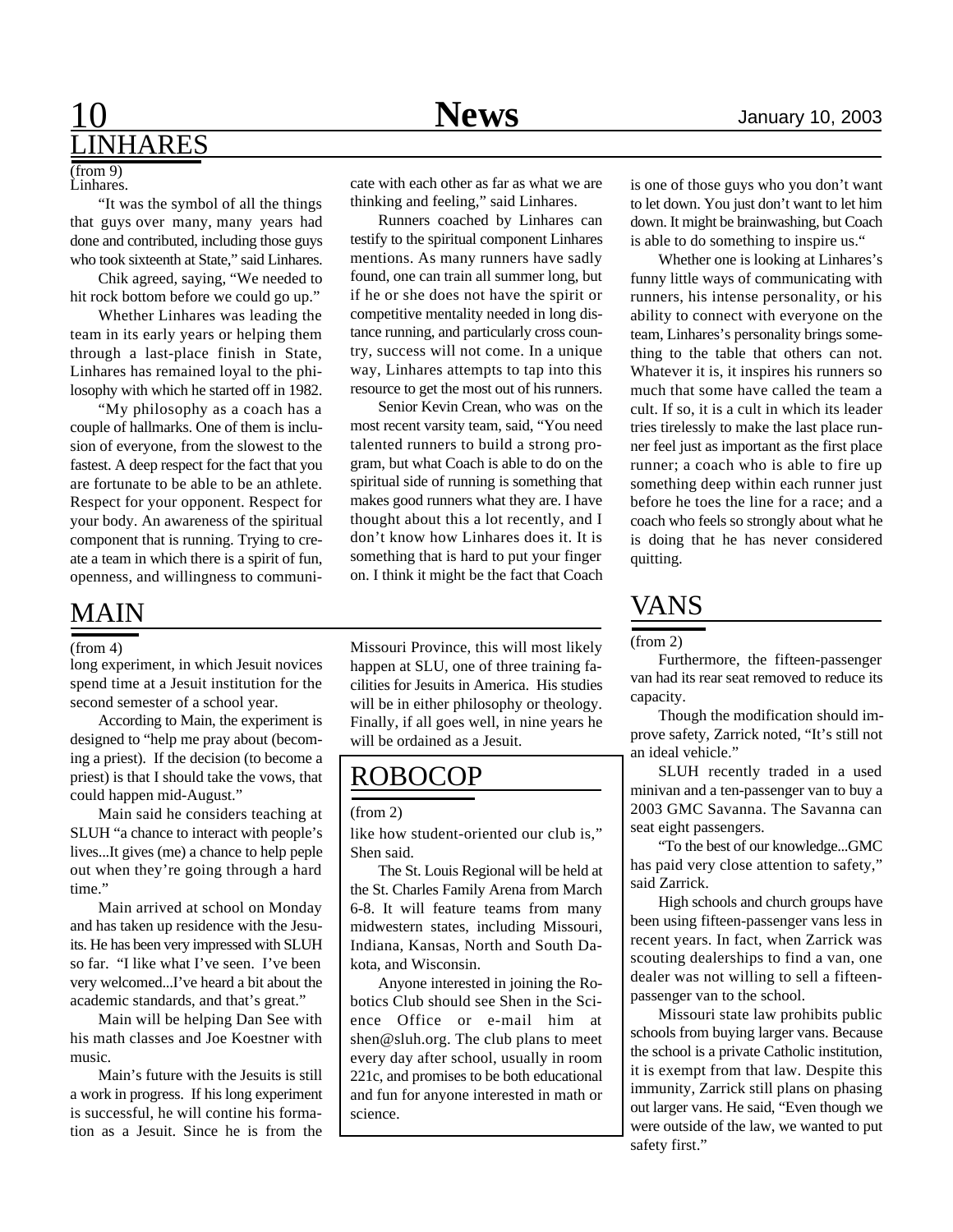## LINHARES

(from 9)

Linhares.

"It was the symbol of all the things that guys over many, many years had done and contributed, including those guys who took sixteenth at State," said Linhares.

Chik agreed, saying, "We needed to hit rock bottom before we could go up."

Whether Linhares was leading the team in its early years or helping them through a last-place finish in State, Linhares has remained loyal to the philosophy with which he started off in 1982.

"My philosophy as a coach has a couple of hallmarks. One of them is inclusion of everyone, from the slowest to the fastest. A deep respect for the fact that you are fortunate to be able to be an athlete. Respect for your opponent. Respect for your body. An awareness of the spiritual component that is running. Trying to create a team in which there is a spirit of fun, openness, and willingness to communicate with each other as far as what we are thinking and feeling," said Linhares.

Runners coached by Linhares can testify to the spiritual component Linhares mentions. As many runners have sadly found, one can train all summer long, but if he or she does not have the spirit or competitive mentality needed in long distance running, and particularly cross country, success will not come. In a unique way, Linhares attempts to tap into this resource to get the most out of his runners.

Senior Kevin Crean, who was on the most recent varsity team, said, "You need talented runners to build a strong program, but what Coach is able to do on the spiritual side of running is something that makes good runners what they are. I have thought about this a lot recently, and I don't know how Linhares does it. It is something that is hard to put your finger on. I think it might be the fact that Coach is one of those guys who you don't want to let down. You just don't want to let him down. It might be brainwashing, but Coach is able to do something to inspire us."

Whether one is looking at Linhares's funny little ways of communicating with runners, his intense personality, or his ability to connect with everyone on the team, Linhares's personality brings something to the table that others can not. Whatever it is, it inspires his runners so much that some have called the team a cult. If so, it is a cult in which its leader tries tirelessly to make the last place runner feel just as important as the first place runner; a coach who is able to fire up something deep within each runner just before he toes the line for a race; and a coach who feels so strongly about what he is doing that he has never considered quitting.

## MAIN

(from 4)

long experiment, in which Jesuit novices spend time at a Jesuit institution for the second semester of a school year.

According to Main, the experiment is designed to "help me pray about (becoming a priest). If the decision (to become a priest) is that I should take the vows, that could happen mid-August."

Main said he considers teaching at SLUH "a chance to interact with people's lives...It gives (me) a chance to help peple out when they're going through a hard time."

Main arrived at school on Monday and has taken up residence with the Jesuits. He has been very impressed with SLUH so far. "I like what I've seen. I've been very welcomed...I've heard a bit about the academic standards, and that's great."

Main will be helping Dan See with his math classes and Joe Koestner with music.

Main's future with the Jesuits is still a work in progress. If his long experiment is successful, he will contine his formation as a Jesuit. Since he is from the Missouri Province, this will most likely happen at SLU, one of three training facilities for Jesuits in America. His studies will be in either philosophy or theology. Finally, if all goes well, in nine years he will be ordained as a Jesuit.

## ROBOCOP

(from 2)

like how student-oriented our club is," Shen said.

The St. Louis Regional will be held at the St. Charles Family Arena from March 6-8. It will feature teams from many midwestern states, including Missouri, Indiana, Kansas, North and South Dakota, and Wisconsin.

Anyone interested in joining the Robotics Club should see Shen in the Science Office or e-mail him at shen@sluh.org. The club plans to meet every day after school, usually in room 221c, and promises to be both educational and fun for anyone interested in math or science.

## VANS

(from 2)

Furthermore, the fifteen-passenger van had its rear seat removed to reduce its capacity.

Though the modification should improve safety, Zarrick noted, "It's still not an ideal vehicle."

SLUH recently traded in a used minivan and a ten-passenger van to buy a 2003 GMC Savanna. The Savanna can seat eight passengers.

"To the best of our knowledge...GMC has paid very close attention to safety," said Zarrick.

High schools and church groups have been using fifteen-passenger vans less in recent years. In fact, when Zarrick was scouting dealerships to find a van, one dealer was not willing to sell a fifteen-passenger van to the school.

Missouri state law prohibits public schools from buying larger vans. Because the school is a private Catholic institution, it is exempt from that law. Despite this immunity, Zarrick still plans on phasing out larger vans. He said, "Even though we were outside of the law, we wanted to put safety first."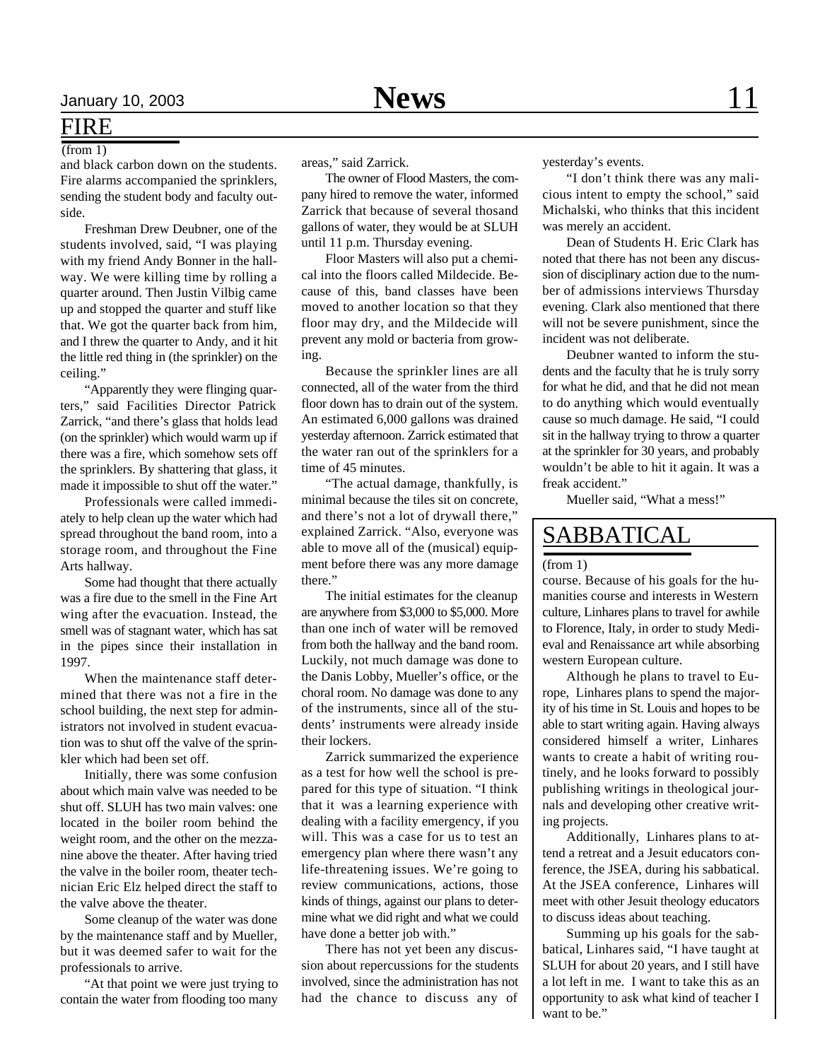## FIRE

(from 1)

and black carbon down on the students. Fire alarms accompanied the sprinklers, sending the student body and faculty outside.

Freshman Drew Deubner, one of the students involved, said, "I was playing with my friend Andy Bonner in the hallway. We were killing time by rolling a quarter around. Then Justin Vilbig came up and stopped the quarter and stuff like that. We got the quarter back from him, and I threw the quarter to Andy, and it hit the little red thing in (the sprinkler) on the ceiling."

"Apparently they were flinging quarters," said Facilities Director Patrick Zarrick, "and there's glass that holds lead (on the sprinkler) which would warm up if there was a fire, which somehow sets off the sprinklers. By shattering that glass, it made it impossible to shut off the water."

Professionals were called immediately to help clean up the water which had spread throughout the band room, into a storage room, and throughout the Fine Arts hallway.

Some had thought that there actually was a fire due to the smell in the Fine Art wing after the evacuation. Instead, the smell was of stagnant water, which has sat in the pipes since their installation in 1997.

When the maintenance staff determined that there was not a fire in the school building, the next step for administrators not involved in student evacuation was to shut off the valve of the sprinkler which had been set off.

Initially, there was some confusion about which main valve was needed to be shut off. SLUH has two main valves: one located in the boiler room behind the weight room, and the other on the mezzanine above the theater. After having tried the valve in the boiler room, theater technician Eric Elz helped direct the staff to the valve above the theater.

Some cleanup of the water was done by the maintenance staff and by Mueller, but it was deemed safer to wait for the professionals to arrive.

"At that point we were just trying to contain the water from flooding too many areas," said Zarrick.

The owner of Flood Masters, the company hired to remove the water, informed Zarrick that because of several thosand gallons of water, they would be at SLUH until 11 p.m. Thursday evening.

Floor Masters will also put a chemical into the floors called Mildecide. Because of this, band classes have been moved to another location so that they floor may dry, and the Mildecide will prevent any mold or bacteria from growing.

Because the sprinkler lines are all connected, all of the water from the third floor down has to drain out of the system. An estimated 6,000 gallons was drained yesterday afternoon. Zarrick estimated that the water ran out of the sprinklers for a time of 45 minutes.

"The actual damage, thankfully, is minimal because the tiles sit on concrete, and there's not a lot of drywall there," explained Zarrick. "Also, everyone was able to move all of the (musical) equipment before there was any more damage there."

The initial estimates for the cleanup are anywhere from $3,000 to $5,000. More than one inch of water will be removed from both the hallway and the band room. Luckily, not much damage was done to the Danis Lobby, Mueller's office, or the choral room. No damage was done to any of the instruments, since all of the students' instruments were already inside their lockers.

Zarrick summarized the experience as a test for how well the school is prepared for this type of situation. "I think that it was a learning experience with dealing with a facility emergency, if you will. This was a case for us to test an emergency plan where there wasn't any life-threatening issues. We're going to review communications, actions, those kinds of things, against our plans to determine what we did right and what we could have done a better job with."

There has not yet been any discussion about repercussions for the students involved, since the administration has not had the chance to discuss any of yesterday's events.

"I don't think there was any malicious intent to empty the school," said Michalski, who thinks that this incident was merely an accident.

Dean of Students H. Eric Clark has noted that there has not been any discussion of disciplinary action due to the number of admissions interviews Thursday evening. Clark also mentioned that there will not be severe punishment, since the incident was not deliberate.

Deubner wanted to inform the students and the faculty that he is truly sorry for what he did, and that he did not mean to do anything which would eventually cause so much damage. He said, "I could sit in the hallway trying to throw a quarter at the sprinkler for 30 years, and probably wouldn't be able to hit it again. It was a freak accident."

Mueller said, "What a mess!"

## SABBATICAL

(from 1)

course. Because of his goals for the humanities course and interests in Western culture, Linhares plans to travel for awhile to Florence, Italy, in order to study Medieval and Renaissance art while absorbing western European culture.

Although he plans to travel to Europe, Linhares plans to spend the majority of his time in St. Louis and hopes to be able to start writing again. Having always considered himself a writer, Linhares wants to create a habit of writing routinely, and he looks forward to possibly publishing writings in theological journals and developing other creative writing projects.

Additionally, Linhares plans to attend a retreat and a Jesuit educators conference, the JSEA, during his sabbatical. At the JSEA conference, Linhares will meet with other Jesuit theology educators to discuss ideas about teaching.

Summing up his goals for the sabbatical, Linhares said, "I have taught at SLUH for about 20 years, and I still have a lot left in me. I want to take this as an opportunity to ask what kind of teacher I want to be."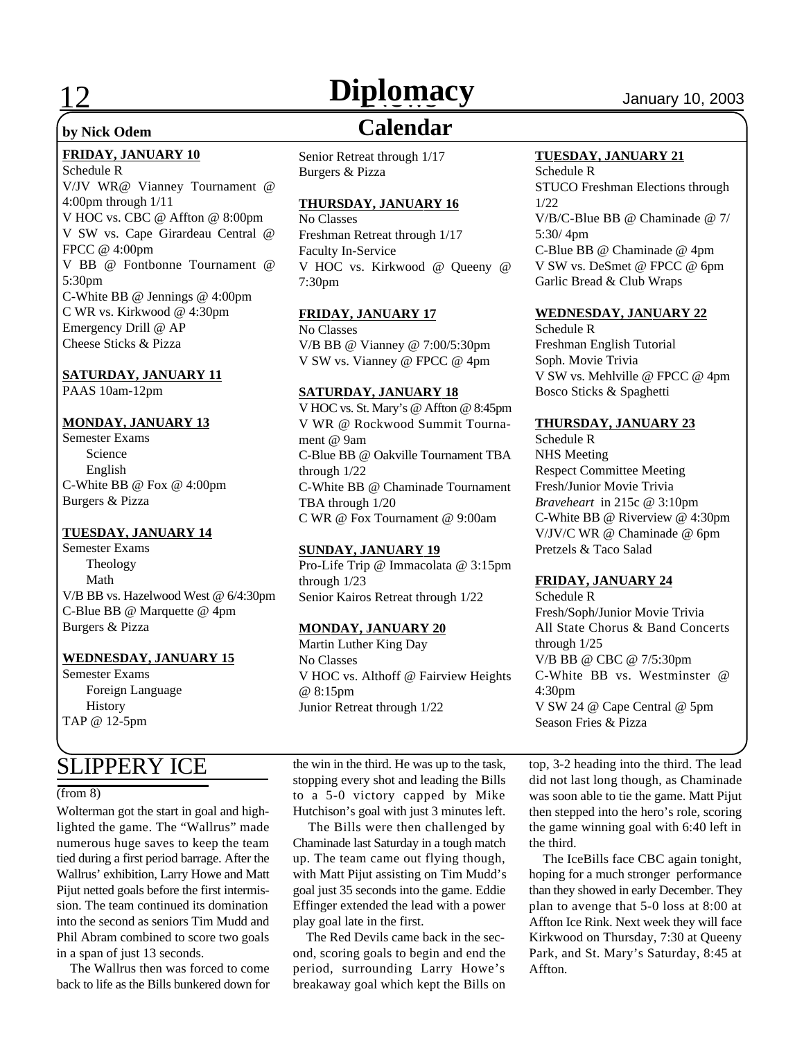# Calendar

**by Nick Odem**

**FRIDAY, JANUARY 10**

Schedule R
V/JV WR@ Vianney Tournament @ 4:00pm through 1/11
V HOC vs. CBC @ Affton @ 8:00pm
V SW vs. Cape Girardeau Central @ FPCC @ 4:00pm
V BB @ Fontbonne Tournament @ 5:30pm
C-White BB @ Jennings @ 4:00pm
C WR vs. Kirkwood @ 4:30pm
Emergency Drill @ AP
Cheese Sticks & Pizza

**SATURDAY, JANUARY 11**

PAAS 10am-12pm

**MONDAY, JANUARY 13**

Semester Exams
- Science
- English

C-White BB @ Fox @ 4:00pm
Burgers & Pizza

**TUESDAY, JANUARY 14**

Semester Exams
- Theology
- Math

V/B BB vs. Hazelwood West @ 6/4:30pm
C-Blue BB @ Marquette @ 4pm
Burgers & Pizza

**WEDNESDAY, JANUARY 15**

Semester Exams
- Foreign Language
- History

TAP @ 12-5pm
Senior Retreat through 1/17
Burgers & Pizza

**THURSDAY, JANUARY 16**

No Classes
Freshman Retreat through 1/17
Faculty In-Service
V HOC vs. Kirkwood @ Queeny @ 7:30pm

**FRIDAY, JANUARY 17**

No Classes
V/B BB @ Vianney @ 7:00/5:30pm
V SW vs. Vianney @ FPCC @ 4pm

**SATURDAY, JANUARY 18**

V HOC vs. St. Mary's @ Affton @ 8:45pm
V WR @ Rockwood Summit Tournament @ 9am
C-Blue BB @ Oakville Tournament TBA through 1/22
C-White BB @ Chaminade Tournament TBA through 1/20
C WR @ Fox Tournament @ 9:00am

**SUNDAY, JANUARY 19**

Pro-Life Trip @ Immacolata @ 3:15pm through 1/23
Senior Kairos Retreat through 1/22

**MONDAY, JANUARY 20**

Martin Luther King Day
No Classes
V HOC vs. Althoff @ Fairview Heights @ 8:15pm
Junior Retreat through 1/22

**TUESDAY, JANUARY 21**

Schedule R
STUCO Freshman Elections through 1/22
V/B/C-Blue BB @ Chaminade @ 7/ 5:30/ 4pm
C-Blue BB @ Chaminade @ 4pm
V SW vs. DeSmet @ FPCC @ 6pm
Garlic Bread & Club Wraps

**WEDNESDAY, JANUARY 22**

Schedule R
Freshman English Tutorial
Soph. Movie Trivia
V SW vs. Mehlville @ FPCC @ 4pm
Bosco Sticks & Spaghetti

**THURSDAY, JANUARY 23**

Schedule R
NHS Meeting
Respect Committee Meeting
Fresh/Junior Movie Trivia
*Braveheart* in 215c @ 3:10pm
C-White BB @ Riverview @ 4:30pm
V/JV/C WR @ Chaminade @ 6pm
Pretzels & Taco Salad

**FRIDAY, JANUARY 24**

Schedule R
Fresh/Soph/Junior Movie Trivia
All State Chorus & Band Concerts through 1/25
V/B BB @ CBC @ 7/5:30pm
C-White BB vs. Westminster @ 4:30pm
V SW 24 @ Cape Central @ 5pm
Season Fries & Pizza

# SLIPPERY ICE

(from 8)

Wolterman got the start in goal and highlighted the game. The "Wallrus" made numerous huge saves to keep the team tied during a first period barrage. After the Wallrus' exhibition, Larry Howe and Matt Pijut netted goals before the first intermission. The team continued its domination into the second as seniors Tim Mudd and Phil Abram combined to score two goals in a span of just 13 seconds.

The Wallrus then was forced to come back to life as the Bills bunkered down for the win in the third. He was up to the task, stopping every shot and leading the Bills to a 5-0 victory capped by Mike Hutchison's goal with just 3 minutes left.

The Bills were then challenged by Chaminade last Saturday in a tough match up. The team came out flying though, with Matt Pijut assisting on Tim Mudd's goal just 35 seconds into the game. Eddie Effinger extended the lead with a power play goal late in the first.

The Red Devils came back in the second, scoring goals to begin and end the period, surrounding Larry Howe's breakaway goal which kept the Bills on top, 3-2 heading into the third. The lead did not last long though, as Chaminade was soon able to tie the game. Matt Pijut then stepped into the hero's role, scoring the game winning goal with 6:40 left in the third.

The IceBills face CBC again tonight, hoping for a much stronger performance than they showed in early December. They plan to avenge that 5-0 loss at 8:00 at Affton Ice Rink. Next week they will face Kirkwood on Thursday, 7:30 at Queeny Park, and St. Mary's Saturday, 8:45 at Affton.